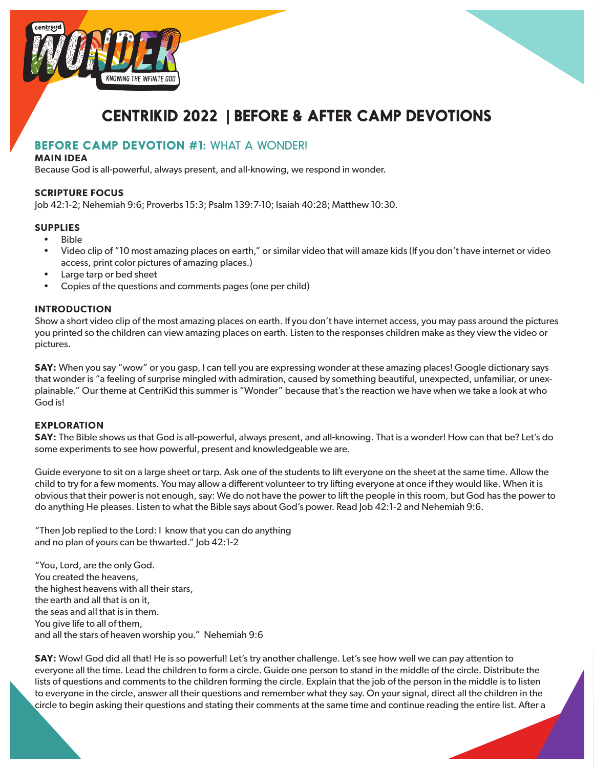# CENTRIKID 2022 | BEFORE & AFTER CAMP DEVOTIONS

## BEFORE CAMP DEVOTION #1: WHAT A WONDER!

**MAIN IDEA**
Because God is all-powerful, always present, and all-knowing, we respond in wonder.

**SCRIPTURE FOCUS**
Job 42:1-2; Nehemiah 9:6; Proverbs 15:3; Psalm 139:7-10; Isaiah 40:28; Matthew 10:30.

**SUPPLIES**

- Bible
- Video clip of "10 most amazing places on earth," or similar video that will amaze kids (If you don't have internet or video access, print color pictures of amazing places.)
- Large tarp or bed sheet
- Copies of the questions and comments pages (one per child)

**INTRODUCTION**
Show a short video clip of the most amazing places on earth. If you don't have internet access, you may pass around the pictures you printed so the children can view amazing places on earth. Listen to the responses children make as they view the video or pictures.

**SAY:** When you say "wow" or you gasp, I can tell you are expressing wonder at these amazing places! Google dictionary says that wonder is "a feeling of surprise mingled with admiration, caused by something beautiful, unexpected, unfamiliar, or unexplainable." Our theme at CentriKid this summer is "Wonder" because that's the reaction we have when we take a look at who God is!

**EXPLORATION**
**SAY:** The Bible shows us that God is all-powerful, always present, and all-knowing. That is a wonder! How can that be? Let's do some experiments to see how powerful, present and knowledgeable we are.

Guide everyone to sit on a large sheet or tarp. Ask one of the students to lift everyone on the sheet at the same time. Allow the child to try for a few moments. You may allow a different volunteer to try lifting everyone at once if they would like. When it is obvious that their power is not enough, say: We do not have the power to lift the people in this room, but God has the power to do anything He pleases. Listen to what the Bible says about God's power. Read Job 42:1-2 and Nehemiah 9:6.

"Then Job replied to the Lord: I know that you can do anything
and no plan of yours can be thwarted." Job 42:1-2

"You, Lord, are the only God.
You created the heavens,
the highest heavens with all their stars,
the earth and all that is on it,
the seas and all that is in them.
You give life to all of them,
and all the stars of heaven worship you." Nehemiah 9:6

**SAY:** Wow! God did all that! He is so powerful! Let's try another challenge. Let's see how well we can pay attention to everyone all the time. Lead the children to form a circle. Guide one person to stand in the middle of the circle. Distribute the lists of questions and comments to the children forming the circle. Explain that the job of the person in the middle is to listen to everyone in the circle, answer all their questions and remember what they say. On your signal, direct all the children in the circle to begin asking their questions and stating their comments at the same time and continue reading the entire list. After a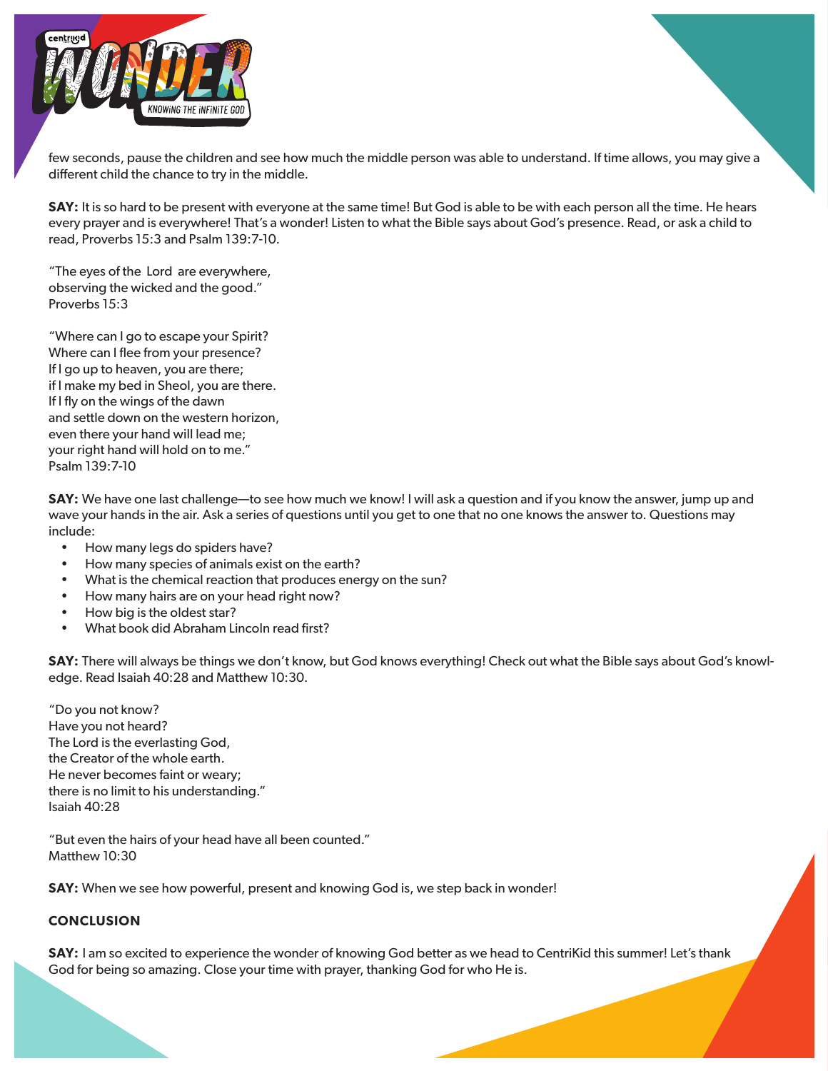few seconds, pause the children and see how much the middle person was able to understand. If time allows, you may give a different child the chance to try in the middle.

**SAY:** It is so hard to be present with everyone at the same time! But God is able to be with each person all the time. He hears every prayer and is everywhere! That's a wonder! Listen to what the Bible says about God's presence. Read, or ask a child to read, Proverbs 15:3 and Psalm 139:7-10.

"The eyes of the Lord are everywhere,
observing the wicked and the good."
Proverbs 15:3

"Where can I go to escape your Spirit?
Where can I flee from your presence?
If I go up to heaven, you are there;
if I make my bed in Sheol, you are there.
If I fly on the wings of the dawn
and settle down on the western horizon,
even there your hand will lead me;
your right hand will hold on to me."
Psalm 139:7-10

**SAY:** We have one last challenge—to see how much we know! I will ask a question and if you know the answer, jump up and wave your hands in the air. Ask a series of questions until you get to one that no one knows the answer to. Questions may include:

- How many legs do spiders have?
- How many species of animals exist on the earth?
- What is the chemical reaction that produces energy on the sun?
- How many hairs are on your head right now?
- How big is the oldest star?
- What book did Abraham Lincoln read first?

**SAY:** There will always be things we don't know, but God knows everything! Check out what the Bible says about God's knowledge. Read Isaiah 40:28 and Matthew 10:30.

"Do you not know?
Have you not heard?
The Lord is the everlasting God,
the Creator of the whole earth.
He never becomes faint or weary;
there is no limit to his understanding."
Isaiah 40:28

"But even the hairs of your head have all been counted."
Matthew 10:30

**SAY:** When we see how powerful, present and knowing God is, we step back in wonder!

**CONCLUSION**

**SAY:** I am so excited to experience the wonder of knowing God better as we head to CentriKid this summer! Let's thank God for being so amazing. Close your time with prayer, thanking God for who He is.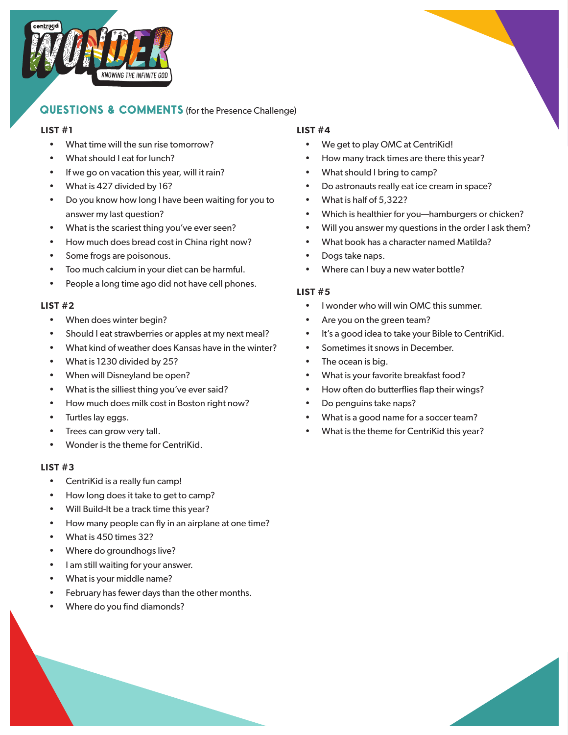## QUESTIONS & COMMENTS (for the Presence Challenge)

### LIST #1

- What time will the sun rise tomorrow?
- What should I eat for lunch?
- If we go on vacation this year, will it rain?
- What is 427 divided by 16?
- Do you know how long I have been waiting for you to answer my last question?
- What is the scariest thing you've ever seen?
- How much does bread cost in China right now?
- Some frogs are poisonous.
- Too much calcium in your diet can be harmful.
- People a long time ago did not have cell phones.

### LIST #2

- When does winter begin?
- Should I eat strawberries or apples at my next meal?
- What kind of weather does Kansas have in the winter?
- What is 1230 divided by 25?
- When will Disneyland be open?
- What is the silliest thing you've ever said?
- How much does milk cost in Boston right now?
- Turtles lay eggs.
- Trees can grow very tall.
- Wonder is the theme for CentriKid.

### LIST #3

- CentriKid is a really fun camp!
- How long does it take to get to camp?
- Will Build-It be a track time this year?
- How many people can fly in an airplane at one time?
- What is 450 times 32?
- Where do groundhogs live?
- I am still waiting for your answer.
- What is your middle name?
- February has fewer days than the other months.
- Where do you find diamonds?

### LIST #4

- We get to play OMC at CentriKid!
- How many track times are there this year?
- What should I bring to camp?
- Do astronauts really eat ice cream in space?
- What is half of 5,322?
- Which is healthier for you—hamburgers or chicken?
- Will you answer my questions in the order I ask them?
- What book has a character named Matilda?
- Dogs take naps.
- Where can I buy a new water bottle?

### LIST #5

- I wonder who will win OMC this summer.
- Are you on the green team?
- It's a good idea to take your Bible to CentriKid.
- Sometimes it snows in December.
- The ocean is big.
- What is your favorite breakfast food?
- How often do butterflies flap their wings?
- Do penguins take naps?
- What is a good name for a soccer team?
- What is the theme for CentriKid this year?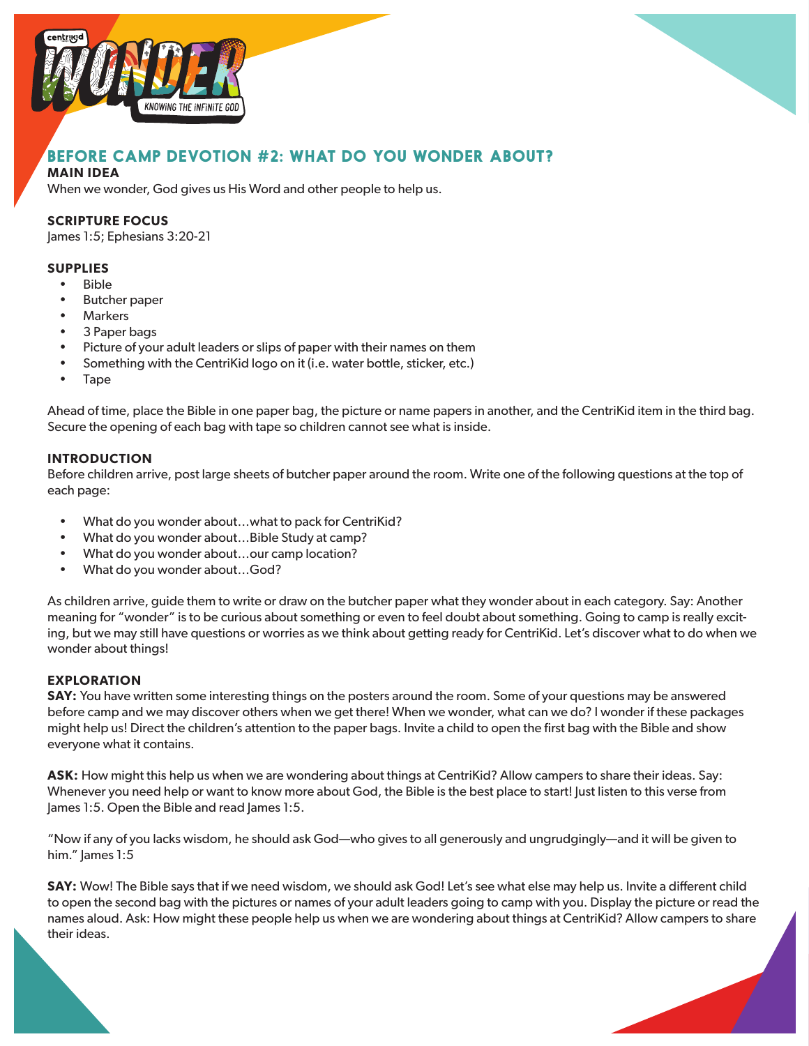# BEFORE CAMP DEVOTION #2: WHAT DO YOU WONDER ABOUT?

**MAIN IDEA**

When we wonder, God gives us His Word and other people to help us.

**SCRIPTURE FOCUS**

James 1:5; Ephesians 3:20-21

**SUPPLIES**

- Bible
- Butcher paper
- Markers
- 3 Paper bags
- Picture of your adult leaders or slips of paper with their names on them
- Something with the CentriKid logo on it (i.e. water bottle, sticker, etc.)
- Tape

Ahead of time, place the Bible in one paper bag, the picture or name papers in another, and the CentriKid item in the third bag. Secure the opening of each bag with tape so children cannot see what is inside.

**INTRODUCTION**

Before children arrive, post large sheets of butcher paper around the room. Write one of the following questions at the top of each page:

- What do you wonder about…what to pack for CentriKid?
- What do you wonder about…Bible Study at camp?
- What do you wonder about…our camp location?
- What do you wonder about…God?

As children arrive, guide them to write or draw on the butcher paper what they wonder about in each category. Say: Another meaning for "wonder" is to be curious about something or even to feel doubt about something. Going to camp is really exciting, but we may still have questions or worries as we think about getting ready for CentriKid. Let's discover what to do when we wonder about things!

**EXPLORATION**

**SAY:** You have written some interesting things on the posters around the room. Some of your questions may be answered before camp and we may discover others when we get there! When we wonder, what can we do? I wonder if these packages might help us! Direct the children's attention to the paper bags. Invite a child to open the first bag with the Bible and show everyone what it contains.

**ASK:** How might this help us when we are wondering about things at CentriKid? Allow campers to share their ideas. Say: Whenever you need help or want to know more about God, the Bible is the best place to start! Just listen to this verse from James 1:5. Open the Bible and read James 1:5.

"Now if any of you lacks wisdom, he should ask God—who gives to all generously and ungrudgingly—and it will be given to him." James 1:5

**SAY:** Wow! The Bible says that if we need wisdom, we should ask God! Let's see what else may help us. Invite a different child to open the second bag with the pictures or names of your adult leaders going to camp with you. Display the picture or read the names aloud. Ask: How might these people help us when we are wondering about things at CentriKid? Allow campers to share their ideas.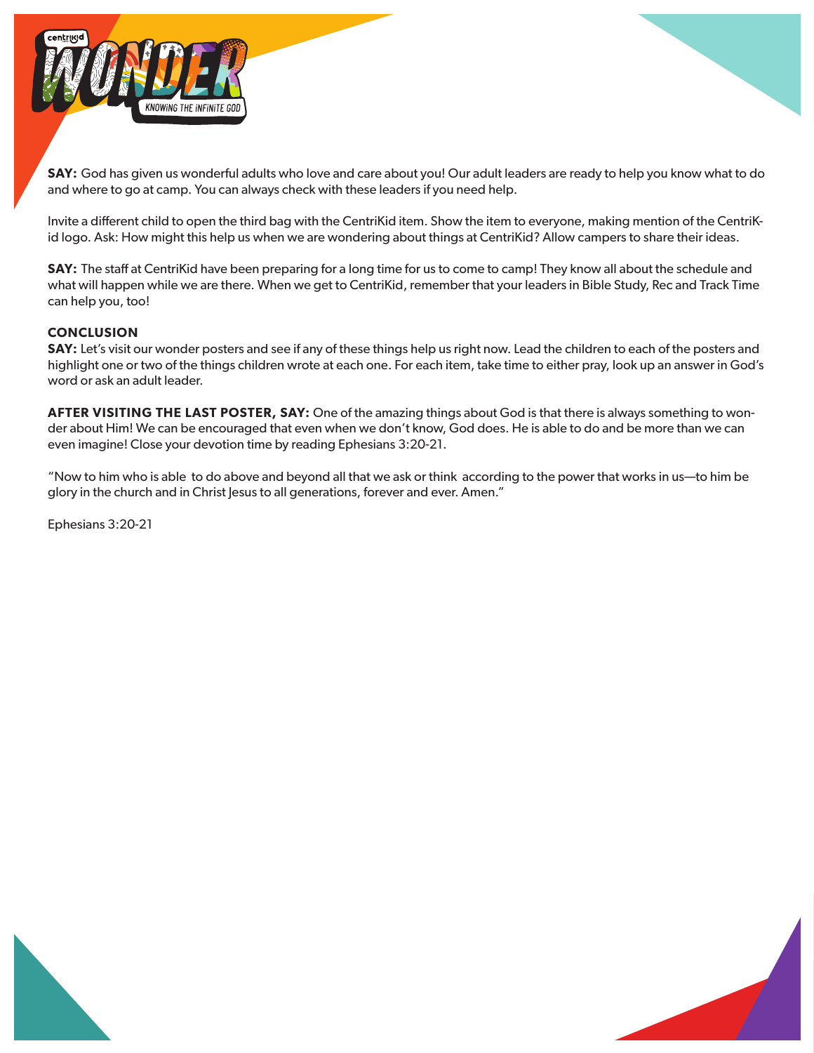**SAY:** God has given us wonderful adults who love and care about you! Our adult leaders are ready to help you know what to do and where to go at camp. You can always check with these leaders if you need help.

Invite a different child to open the third bag with the CentriKid item. Show the item to everyone, making mention of the CentriKid logo. Ask: How might this help us when we are wondering about things at CentriKid? Allow campers to share their ideas.

**SAY:** The staff at CentriKid have been preparing for a long time for us to come to camp! They know all about the schedule and what will happen while we are there. When we get to CentriKid, remember that your leaders in Bible Study, Rec and Track Time can help you, too!

**CONCLUSION**

**SAY:** Let's visit our wonder posters and see if any of these things help us right now. Lead the children to each of the posters and highlight one or two of the things children wrote at each one. For each item, take time to either pray, look up an answer in God's word or ask an adult leader.

**AFTER VISITING THE LAST POSTER, SAY:** One of the amazing things about God is that there is always something to wonder about Him! We can be encouraged that even when we don't know, God does. He is able to do and be more than we can even imagine! Close your devotion time by reading Ephesians 3:20-21.

"Now to him who is able to do above and beyond all that we ask or think according to the power that works in us—to him be glory in the church and in Christ Jesus to all generations, forever and ever. Amen."

Ephesians 3:20-21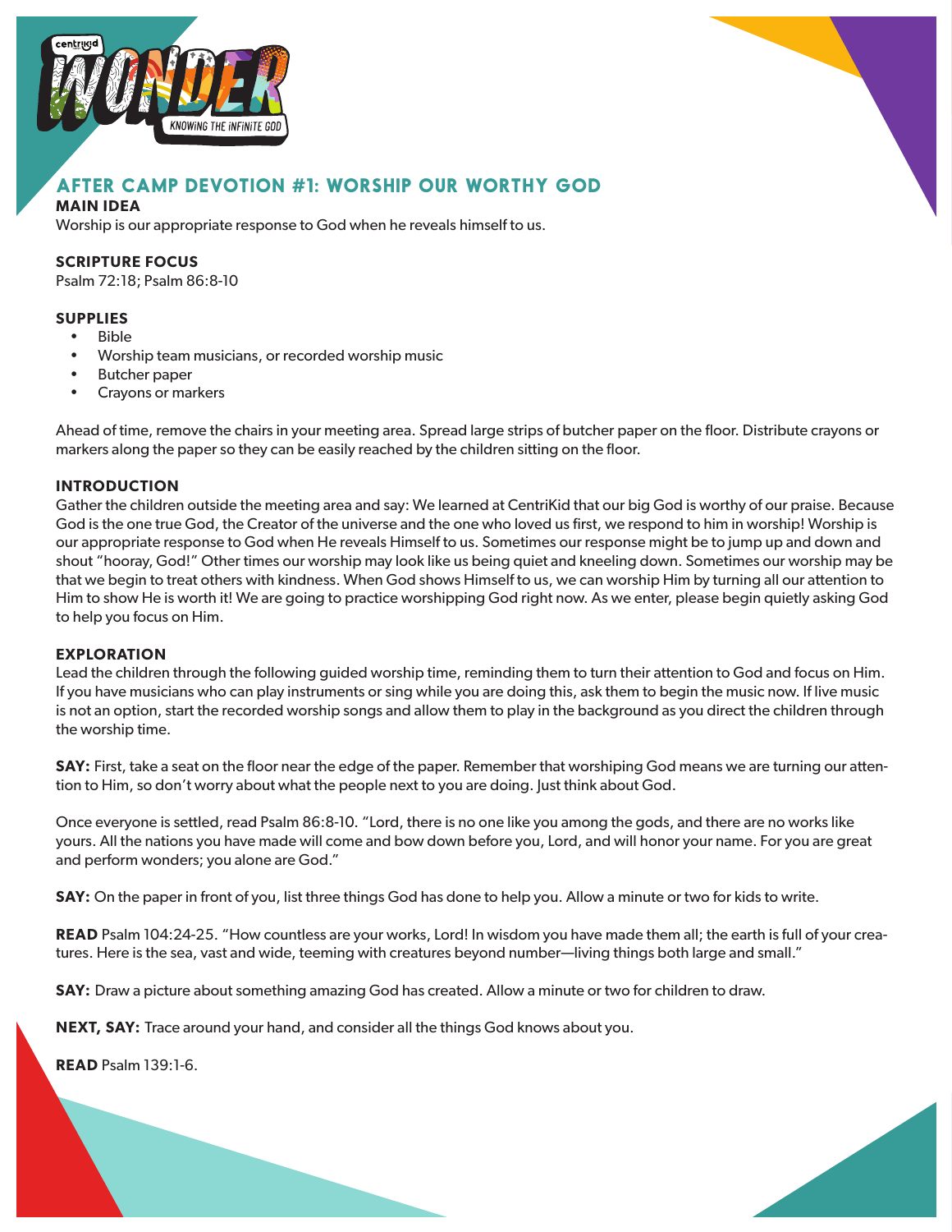## AFTER CAMP DEVOTION #1: WORSHIP OUR WORTHY GOD

**MAIN IDEA**

Worship is our appropriate response to God when he reveals himself to us.

**SCRIPTURE FOCUS**

Psalm 72:18; Psalm 86:8-10

**SUPPLIES**

- Bible
- Worship team musicians, or recorded worship music
- Butcher paper
- Crayons or markers

Ahead of time, remove the chairs in your meeting area. Spread large strips of butcher paper on the floor. Distribute crayons or markers along the paper so they can be easily reached by the children sitting on the floor.

**INTRODUCTION**

Gather the children outside the meeting area and say: We learned at CentriKid that our big God is worthy of our praise. Because God is the one true God, the Creator of the universe and the one who loved us first, we respond to him in worship! Worship is our appropriate response to God when He reveals Himself to us. Sometimes our response might be to jump up and down and shout "hooray, God!" Other times our worship may look like us being quiet and kneeling down. Sometimes our worship may be that we begin to treat others with kindness. When God shows Himself to us, we can worship Him by turning all our attention to Him to show He is worth it! We are going to practice worshipping God right now. As we enter, please begin quietly asking God to help you focus on Him.

**EXPLORATION**

Lead the children through the following guided worship time, reminding them to turn their attention to God and focus on Him. If you have musicians who can play instruments or sing while you are doing this, ask them to begin the music now. If live music is not an option, start the recorded worship songs and allow them to play in the background as you direct the children through the worship time.

**SAY:** First, take a seat on the floor near the edge of the paper. Remember that worshiping God means we are turning our attention to Him, so don't worry about what the people next to you are doing. Just think about God.

Once everyone is settled, read Psalm 86:8-10. "Lord, there is no one like you among the gods, and there are no works like yours. All the nations you have made will come and bow down before you, Lord, and will honor your name. For you are great and perform wonders; you alone are God."

**SAY:** On the paper in front of you, list three things God has done to help you. Allow a minute or two for kids to write.

**READ** Psalm 104:24-25. "How countless are your works, Lord! In wisdom you have made them all; the earth is full of your creatures. Here is the sea, vast and wide, teeming with creatures beyond number—living things both large and small."

**SAY:** Draw a picture about something amazing God has created. Allow a minute or two for children to draw.

**NEXT, SAY:** Trace around your hand, and consider all the things God knows about you.

**READ** Psalm 139:1-6.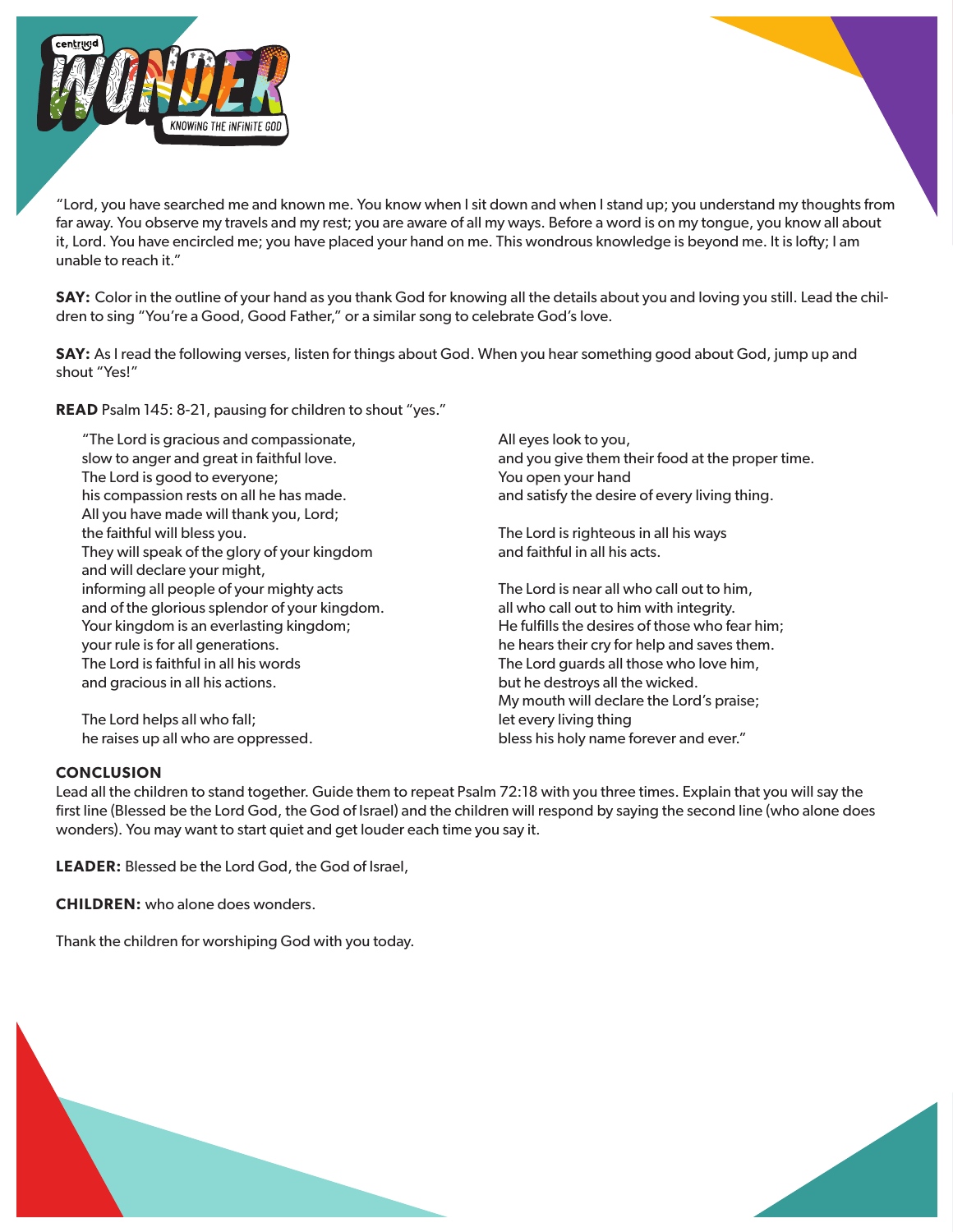"Lord, you have searched me and known me. You know when I sit down and when I stand up; you understand my thoughts from far away. You observe my travels and my rest; you are aware of all my ways. Before a word is on my tongue, you know all about it, Lord. You have encircled me; you have placed your hand on me. This wondrous knowledge is beyond me. It is lofty; I am unable to reach it."

**SAY:** Color in the outline of your hand as you thank God for knowing all the details about you and loving you still. Lead the children to sing "You're a Good, Good Father," or a similar song to celebrate God's love.

**SAY:** As I read the following verses, listen for things about God. When you hear something good about God, jump up and shout "Yes!"

**READ** Psalm 145: 8-21, pausing for children to shout "yes."

> "The Lord is gracious and compassionate,
> slow to anger and great in faithful love.
> The Lord is good to everyone;
> his compassion rests on all he has made.
> All you have made will thank you, Lord;
> the faithful will bless you.
> They will speak of the glory of your kingdom
> and will declare your might,
> informing all people of your mighty acts
> and of the glorious splendor of your kingdom.
> Your kingdom is an everlasting kingdom;
> your rule is for all generations.
> The Lord is faithful in all his words
> and gracious in all his actions.
>
> The Lord helps all who fall;
> he raises up all who are oppressed.
> All eyes look to you,
> and you give them their food at the proper time.
> You open your hand
> and satisfy the desire of every living thing.
>
> The Lord is righteous in all his ways
> and faithful in all his acts.
>
> The Lord is near all who call out to him,
> all who call out to him with integrity.
> He fulfills the desires of those who fear him;
> he hears their cry for help and saves them.
> The Lord guards all those who love him,
> but he destroys all the wicked.
> My mouth will declare the Lord's praise;
> let every living thing
> bless his holy name forever and ever."

**CONCLUSION**

Lead all the children to stand together. Guide them to repeat Psalm 72:18 with you three times. Explain that you will say the first line (Blessed be the Lord God, the God of Israel) and the children will respond by saying the second line (who alone does wonders). You may want to start quiet and get louder each time you say it.

**LEADER:** Blessed be the Lord God, the God of Israel,

**CHILDREN:** who alone does wonders.

Thank the children for worshiping God with you today.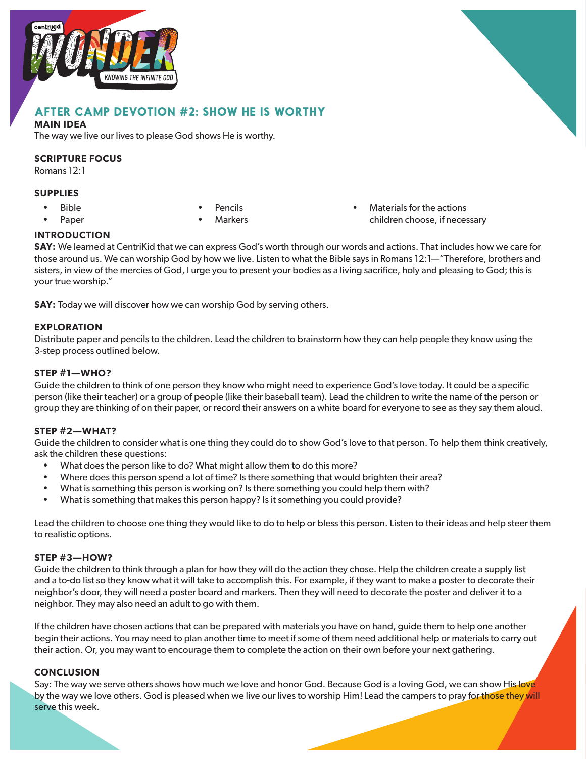centrikid WONDER KNOWING THE INFINITE GOD

## AFTER CAMP DEVOTION #2: SHOW HE IS WORTHY

### MAIN IDEA

The way we live our lives to please God shows He is worthy.

### SCRIPTURE FOCUS

Romans 12:1

### SUPPLIES

- Bible
- Paper
- Pencils
- Markers
- Materials for the actions children choose, if necessary

### INTRODUCTION

**SAY:** We learned at CentriKid that we can express God's worth through our words and actions. That includes how we care for those around us. We can worship God by how we live. Listen to what the Bible says in Romans 12:1—"Therefore, brothers and sisters, in view of the mercies of God, I urge you to present your bodies as a living sacrifice, holy and pleasing to God; this is your true worship."

**SAY:** Today we will discover how we can worship God by serving others.

### EXPLORATION

Distribute paper and pencils to the children. Lead the children to brainstorm how they can help people they know using the 3-step process outlined below.

### STEP #1—WHO?

Guide the children to think of one person they know who might need to experience God's love today. It could be a specific person (like their teacher) or a group of people (like their baseball team). Lead the children to write the name of the person or group they are thinking of on their paper, or record their answers on a white board for everyone to see as they say them aloud.

### STEP #2—WHAT?

Guide the children to consider what is one thing they could do to show God's love to that person. To help them think creatively, ask the children these questions:

- What does the person like to do? What might allow them to do this more?
- Where does this person spend a lot of time? Is there something that would brighten their area?
- What is something this person is working on? Is there something you could help them with?
- What is something that makes this person happy? Is it something you could provide?

Lead the children to choose one thing they would like to do to help or bless this person. Listen to their ideas and help steer them to realistic options.

### STEP #3—HOW?

Guide the children to think through a plan for how they will do the action they chose. Help the children create a supply list and a to-do list so they know what it will take to accomplish this. For example, if they want to make a poster to decorate their neighbor's door, they will need a poster board and markers. Then they will need to decorate the poster and deliver it to a neighbor. They may also need an adult to go with them.

If the children have chosen actions that can be prepared with materials you have on hand, guide them to help one another begin their actions. You may need to plan another time to meet if some of them need additional help or materials to carry out their action. Or, you may want to encourage them to complete the action on their own before your next gathering.

### CONCLUSION

Say: The way we serve others shows how much we love and honor God. Because God is a loving God, we can show His love by the way we love others. God is pleased when we live our lives to worship Him! Lead the campers to pray for those they will serve this week.